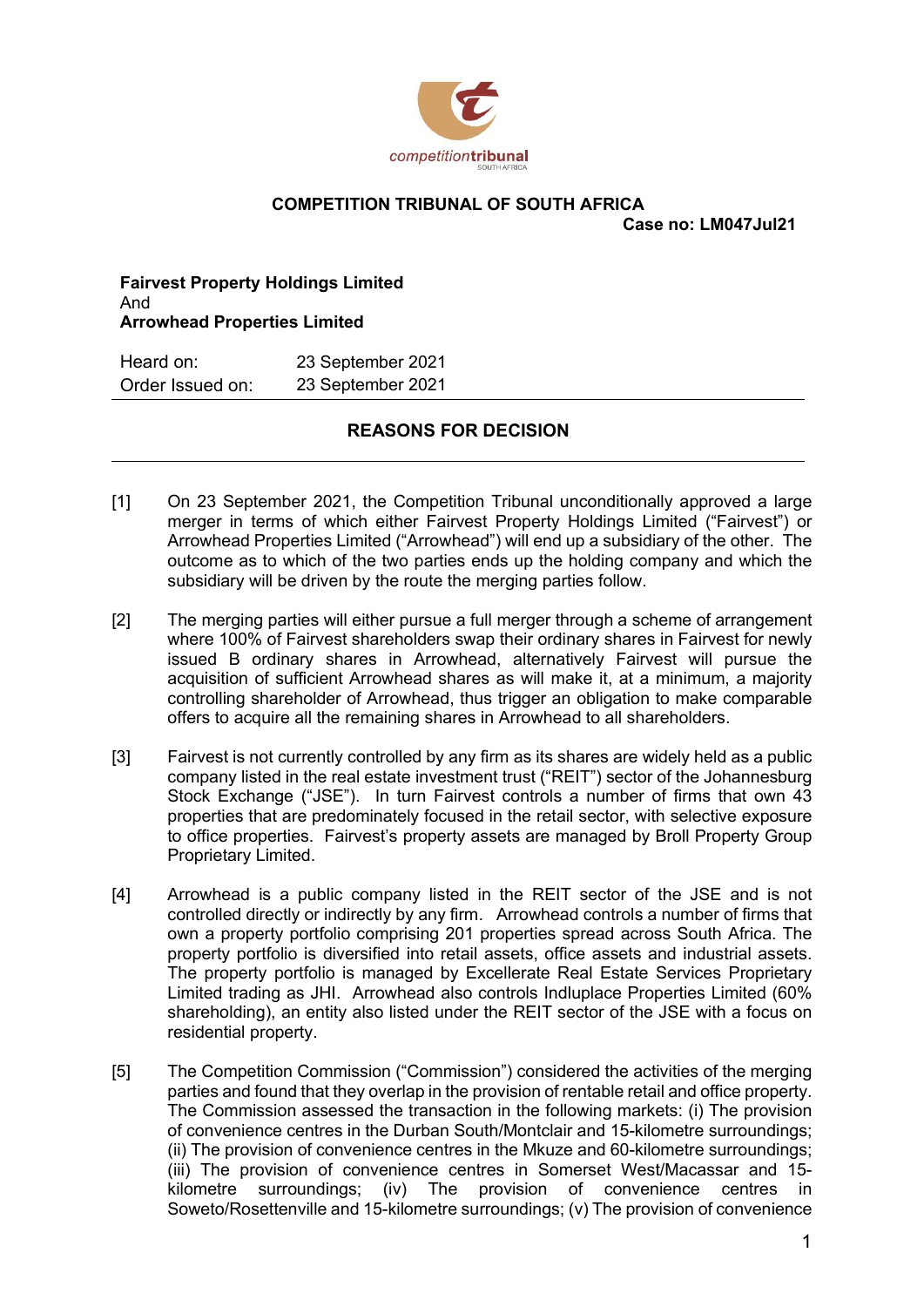**COMPETITION TRIBUNAL OF SOUTH AFRICA**

**Case no: LM047Jul21**

**Fairvest Property Holdings Limited**
And
**Arrowhead Properties Limited**

| | |
|---|---|
| Heard on: | 23 September 2021 |
| Order Issued on: | 23 September 2021 |

## REASONS FOR DECISION

[1] On 23 September 2021, the Competition Tribunal unconditionally approved a large merger in terms of which either Fairvest Property Holdings Limited ("Fairvest") or Arrowhead Properties Limited ("Arrowhead") will end up a subsidiary of the other. The outcome as to which of the two parties ends up the holding company and which the subsidiary will be driven by the route the merging parties follow.

[2] The merging parties will either pursue a full merger through a scheme of arrangement where 100% of Fairvest shareholders swap their ordinary shares in Fairvest for newly issued B ordinary shares in Arrowhead, alternatively Fairvest will pursue the acquisition of sufficient Arrowhead shares as will make it, at a minimum, a majority controlling shareholder of Arrowhead, thus trigger an obligation to make comparable offers to acquire all the remaining shares in Arrowhead to all shareholders.

[3] Fairvest is not currently controlled by any firm as its shares are widely held as a public company listed in the real estate investment trust ("REIT") sector of the Johannesburg Stock Exchange ("JSE"). In turn Fairvest controls a number of firms that own 43 properties that are predominately focused in the retail sector, with selective exposure to office properties. Fairvest's property assets are managed by Broll Property Group Proprietary Limited.

[4] Arrowhead is a public company listed in the REIT sector of the JSE and is not controlled directly or indirectly by any firm. Arrowhead controls a number of firms that own a property portfolio comprising 201 properties spread across South Africa. The property portfolio is diversified into retail assets, office assets and industrial assets. The property portfolio is managed by Excellerate Real Estate Services Proprietary Limited trading as JHI. Arrowhead also controls Indluplace Properties Limited (60% shareholding), an entity also listed under the REIT sector of the JSE with a focus on residential property.

[5] The Competition Commission ("Commission") considered the activities of the merging parties and found that they overlap in the provision of rentable retail and office property. The Commission assessed the transaction in the following markets: (i) The provision of convenience centres in the Durban South/Montclair and 15-kilometre surroundings; (ii) The provision of convenience centres in the Mkuze and 60-kilometre surroundings; (iii) The provision of convenience centres in Somerset West/Macassar and 15-kilometre surroundings; (iv) The provision of convenience centres in Soweto/Rosettenville and 15-kilometre surroundings; (v) The provision of convenience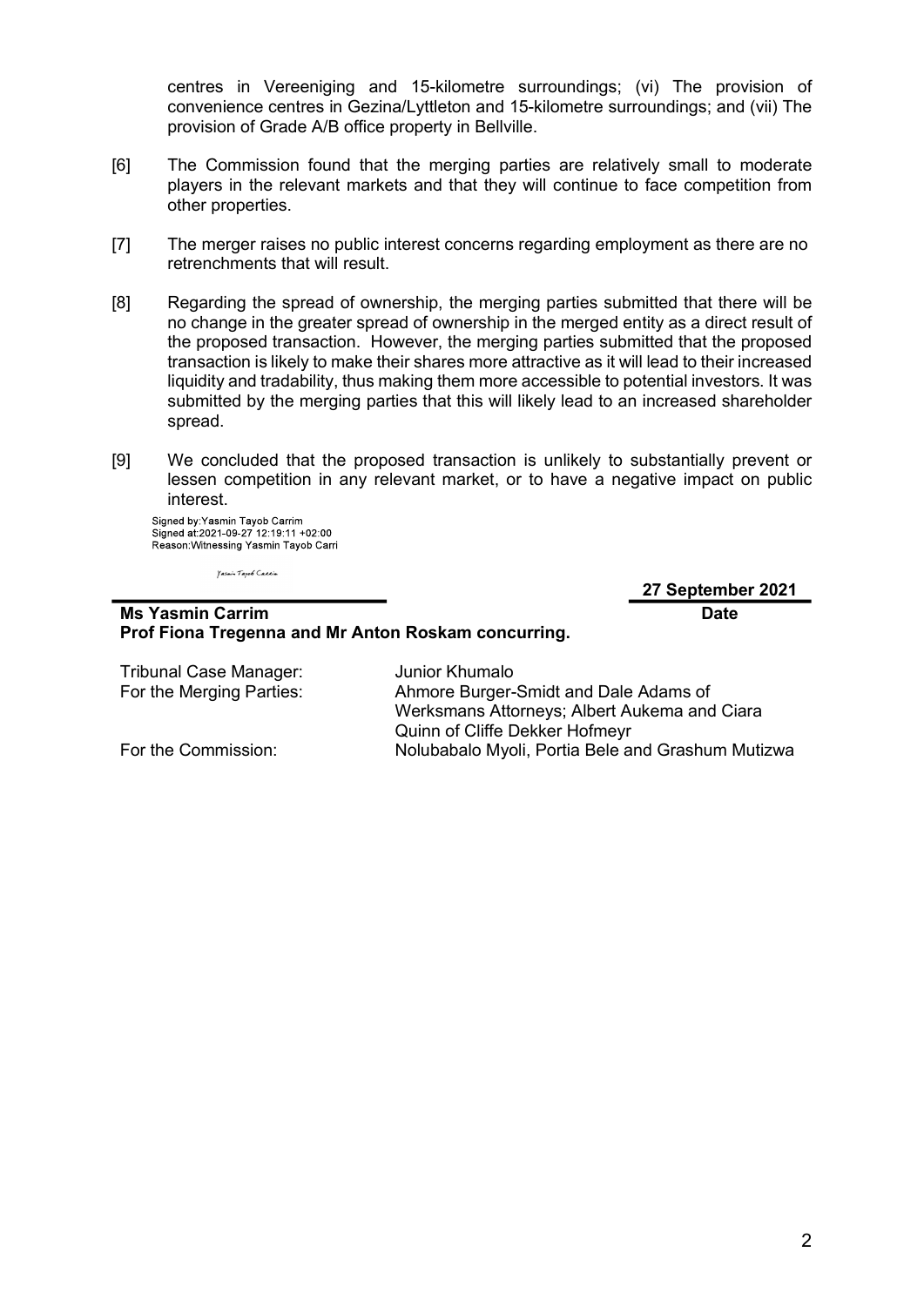centres in Vereeniging and 15-kilometre surroundings; (vi) The provision of convenience centres in Gezina/Lyttleton and 15-kilometre surroundings; and (vii) The provision of Grade A/B office property in Bellville.

[6] The Commission found that the merging parties are relatively small to moderate players in the relevant markets and that they will continue to face competition from other properties.

[7] The merger raises no public interest concerns regarding employment as there are no retrenchments that will result.

[8] Regarding the spread of ownership, the merging parties submitted that there will be no change in the greater spread of ownership in the merged entity as a direct result of the proposed transaction. However, the merging parties submitted that the proposed transaction is likely to make their shares more attractive as it will lead to their increased liquidity and tradability, thus making them more accessible to potential investors. It was submitted by the merging parties that this will likely lead to an increased shareholder spread.

[9] We concluded that the proposed transaction is unlikely to substantially prevent or lessen competition in any relevant market, or to have a negative impact on public interest.

Signed by:Yasmin Tayob Carrim
Signed at:2021-09-27 12:19:11 +02:00
Reason:Witnessing Yasmin Tayob Carri

Yasmin Tayob Carrim

**27 September 2021**

**Ms Yasmin Carrim** **Date**

**Prof Fiona Tregenna and Mr Anton Roskam concurring.**

| | |
|---|---|
| Tribunal Case Manager: | Junior Khumalo |
| For the Merging Parties: | Ahmore Burger-Smidt and Dale Adams of Werksmans Attorneys; Albert Aukema and Ciara Quinn of Cliffe Dekker Hofmeyr |
| For the Commission: | Nolubabalo Myoli, Portia Bele and Grashum Mutizwa |